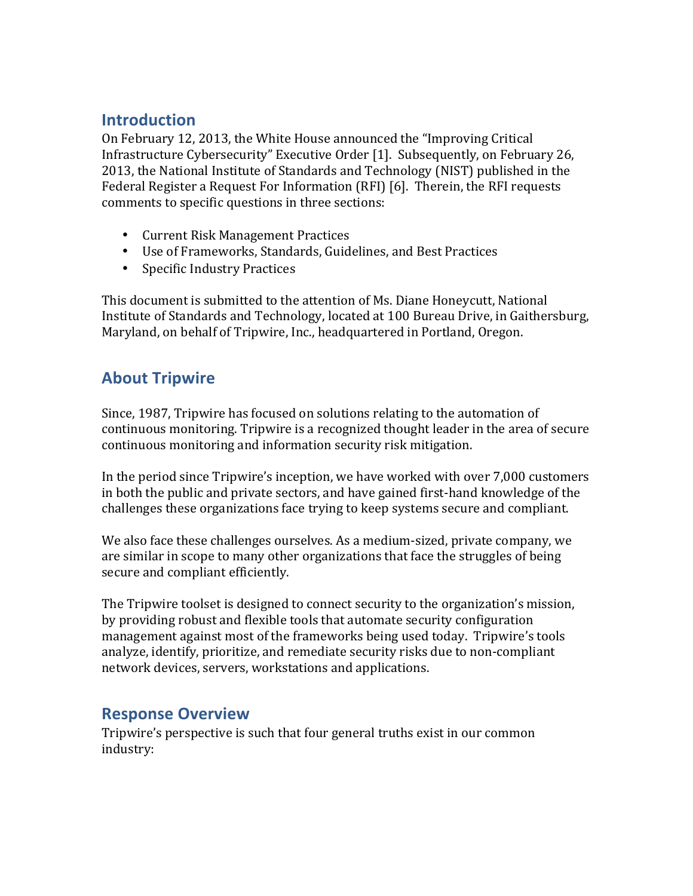## Introduction

On February 12, 2013, the White House announced the "Improving Critical Infrastructure Cybersecurity" Executive Order [1]. Subsequently, on February 26, 2013, the National Institute of Standards and Technology (NIST) published in the Federal Register a Request For Information (RFI) [6]. Therein, the RFI requests comments to specific questions in three sections:

- Current Risk Management Practices
- Use of Frameworks, Standards, Guidelines, and Best Practices
- Specific Industry Practices

This document is submitted to the attention of Ms. Diane Honeycutt, National Institute of Standards and Technology, located at 100 Bureau Drive, in Gaithersburg, Maryland, on behalf of Tripwire, Inc., headquartered in Portland, Oregon.

## About Tripwire

Since, 1987, Tripwire has focused on solutions relating to the automation of continuous monitoring. Tripwire is a recognized thought leader in the area of secure continuous monitoring and information security risk mitigation.

In the period since Tripwire's inception, we have worked with over 7,000 customers in both the public and private sectors, and have gained first-hand knowledge of the challenges these organizations face trying to keep systems secure and compliant.

We also face these challenges ourselves. As a medium-sized, private company, we are similar in scope to many other organizations that face the struggles of being secure and compliant efficiently.

The Tripwire toolset is designed to connect security to the organization's mission, by providing robust and flexible tools that automate security configuration management against most of the frameworks being used today. Tripwire's tools analyze, identify, prioritize, and remediate security risks due to non-compliant network devices, servers, workstations and applications.

## Response Overview

Tripwire's perspective is such that four general truths exist in our common industry: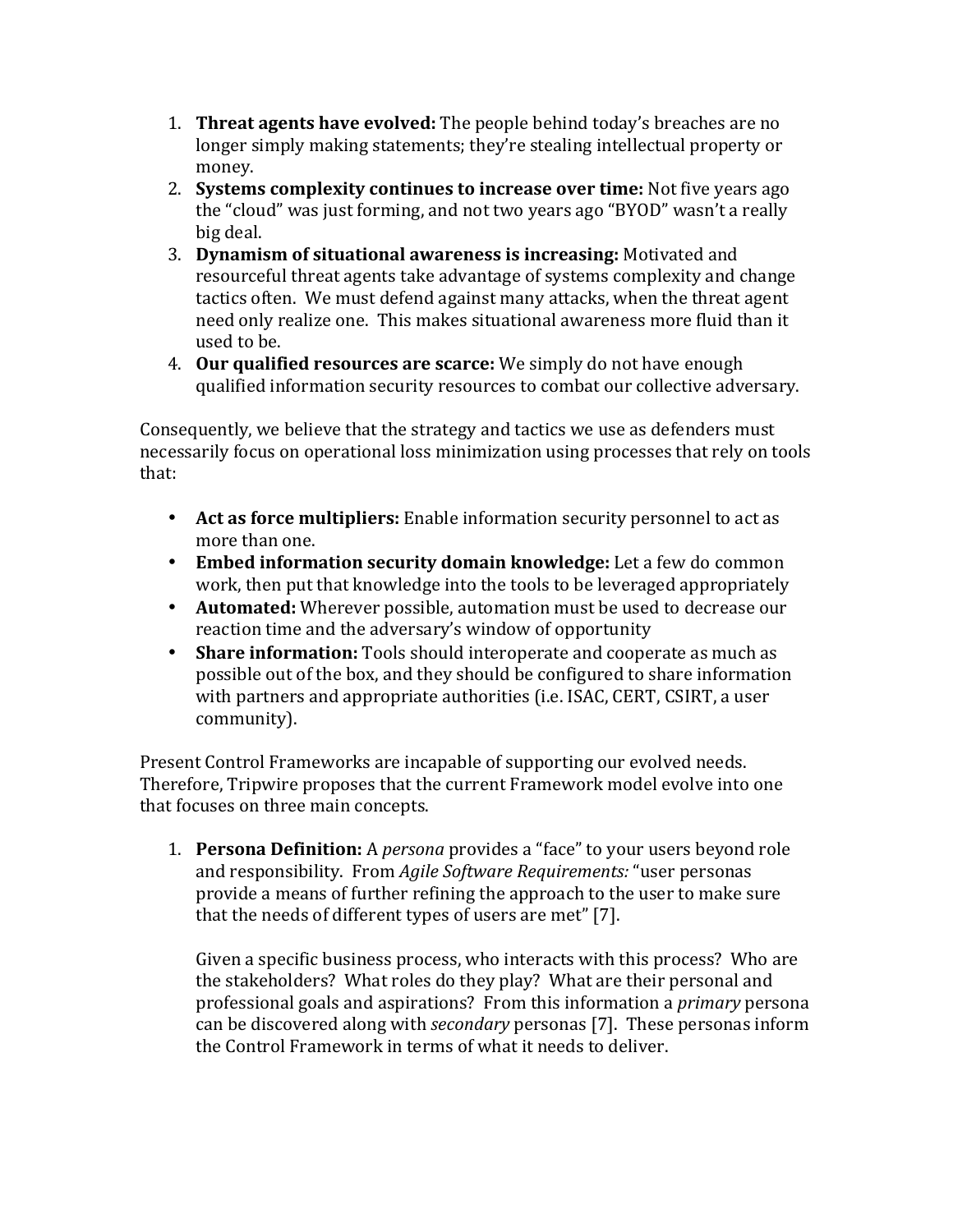1. **Threat agents have evolved:** The people behind today's breaches are no longer simply making statements; they're stealing intellectual property or money.
2. **Systems complexity continues to increase over time:** Not five years ago the "cloud" was just forming, and not two years ago "BYOD" wasn't a really big deal.
3. **Dynamism of situational awareness is increasing:** Motivated and resourceful threat agents take advantage of systems complexity and change tactics often. We must defend against many attacks, when the threat agent need only realize one. This makes situational awareness more fluid than it used to be.
4. **Our qualified resources are scarce:** We simply do not have enough qualified information security resources to combat our collective adversary.

Consequently, we believe that the strategy and tactics we use as defenders must necessarily focus on operational loss minimization using processes that rely on tools that:

- **Act as force multipliers:** Enable information security personnel to act as more than one.
- **Embed information security domain knowledge:** Let a few do common work, then put that knowledge into the tools to be leveraged appropriately
- **Automated:** Wherever possible, automation must be used to decrease our reaction time and the adversary's window of opportunity
- **Share information:** Tools should interoperate and cooperate as much as possible out of the box, and they should be configured to share information with partners and appropriate authorities (i.e. ISAC, CERT, CSIRT, a user community).

Present Control Frameworks are incapable of supporting our evolved needs. Therefore, Tripwire proposes that the current Framework model evolve into one that focuses on three main concepts.

1. **Persona Definition:** A *persona* provides a "face" to your users beyond role and responsibility. From *Agile Software Requirements:* "user personas provide a means of further refining the approach to the user to make sure that the needs of different types of users are met" [7].

   Given a specific business process, who interacts with this process? Who are the stakeholders? What roles do they play? What are their personal and professional goals and aspirations? From this information a *primary* persona can be discovered along with *secondary* personas [7]. These personas inform the Control Framework in terms of what it needs to deliver.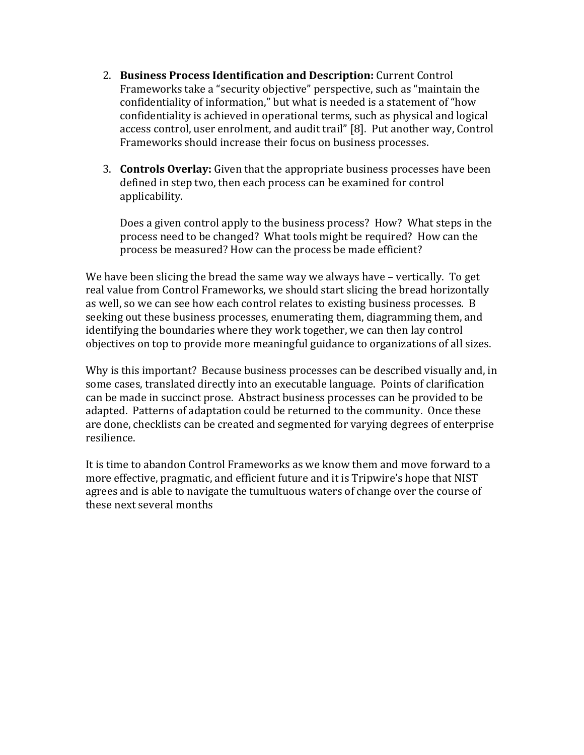2. **Business Process Identification and Description:** Current Control Frameworks take a "security objective" perspective, such as "maintain the confidentiality of information," but what is needed is a statement of "how confidentiality is achieved in operational terms, such as physical and logical access control, user enrolment, and audit trail" [8]. Put another way, Control Frameworks should increase their focus on business processes.

3. **Controls Overlay:** Given that the appropriate business processes have been defined in step two, then each process can be examined for control applicability.

   Does a given control apply to the business process? How? What steps in the process need to be changed? What tools might be required? How can the process be measured? How can the process be made efficient?

We have been slicing the bread the same way we always have – vertically. To get real value from Control Frameworks, we should start slicing the bread horizontally as well, so we can see how each control relates to existing business processes. B seeking out these business processes, enumerating them, diagramming them, and identifying the boundaries where they work together, we can then lay control objectives on top to provide more meaningful guidance to organizations of all sizes.

Why is this important? Because business processes can be described visually and, in some cases, translated directly into an executable language. Points of clarification can be made in succinct prose. Abstract business processes can be provided to be adapted. Patterns of adaptation could be returned to the community. Once these are done, checklists can be created and segmented for varying degrees of enterprise resilience.

It is time to abandon Control Frameworks as we know them and move forward to a more effective, pragmatic, and efficient future and it is Tripwire's hope that NIST agrees and is able to navigate the tumultuous waters of change over the course of these next several months